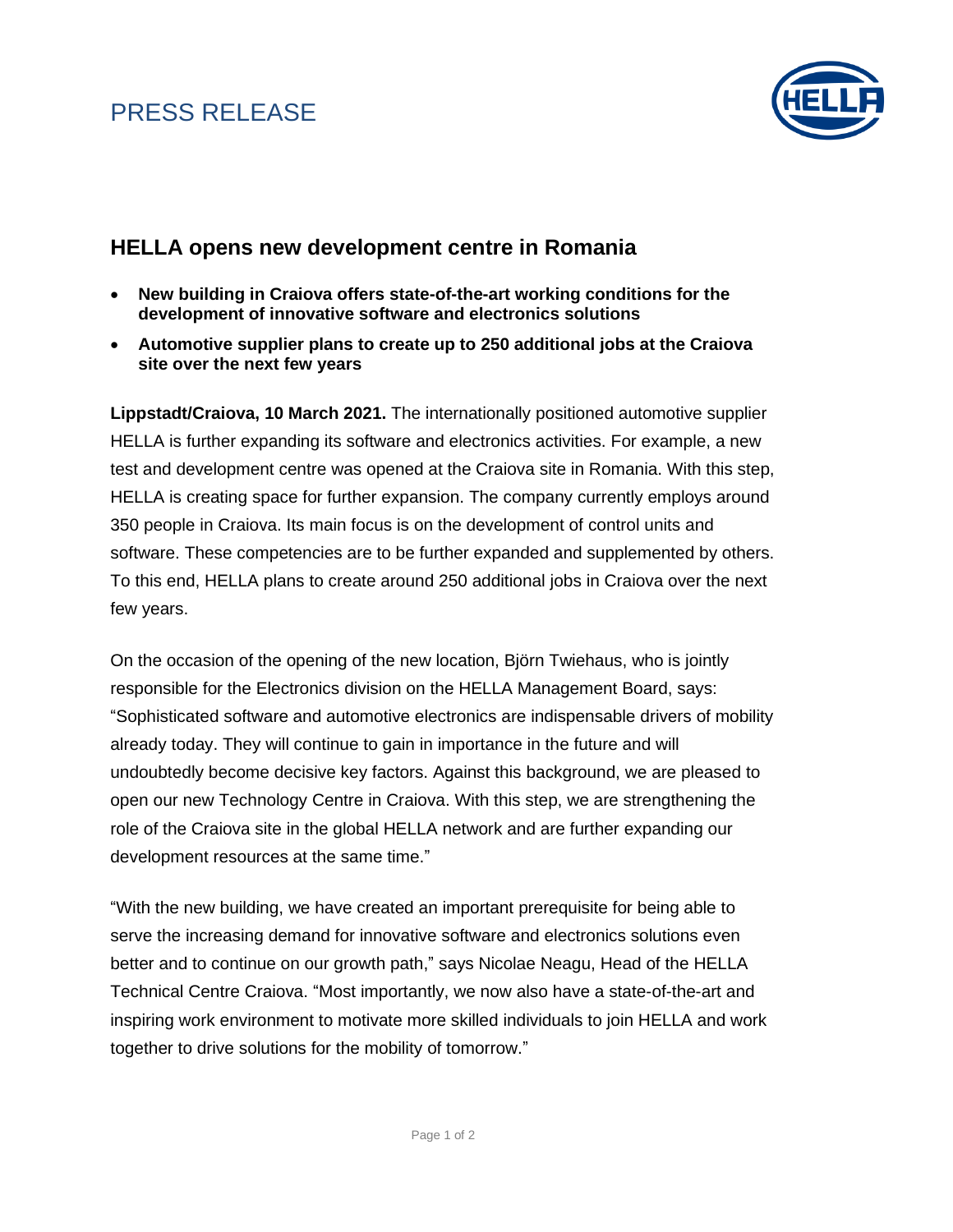PRESS RELEASE

## HELLA opens new development centre in Romania

- **New building in Craiova offers state-of-the-art working conditions for the development of innovative software and electronics solutions**
- **Automotive supplier plans to create up to 250 additional jobs at the Craiova site over the next few years**

**Lippstadt/Craiova, 10 March 2021.** The internationally positioned automotive supplier HELLA is further expanding its software and electronics activities. For example, a new test and development centre was opened at the Craiova site in Romania. With this step, HELLA is creating space for further expansion. The company currently employs around 350 people in Craiova. Its main focus is on the development of control units and software. These competencies are to be further expanded and supplemented by others. To this end, HELLA plans to create around 250 additional jobs in Craiova over the next few years.

On the occasion of the opening of the new location, Björn Twiehaus, who is jointly responsible for the Electronics division on the HELLA Management Board, says: "Sophisticated software and automotive electronics are indispensable drivers of mobility already today. They will continue to gain in importance in the future and will undoubtedly become decisive key factors. Against this background, we are pleased to open our new Technology Centre in Craiova. With this step, we are strengthening the role of the Craiova site in the global HELLA network and are further expanding our development resources at the same time."

"With the new building, we have created an important prerequisite for being able to serve the increasing demand for innovative software and electronics solutions even better and to continue on our growth path," says Nicolae Neagu, Head of the HELLA Technical Centre Craiova. "Most importantly, we now also have a state-of-the-art and inspiring work environment to motivate more skilled individuals to join HELLA and work together to drive solutions for the mobility of tomorrow."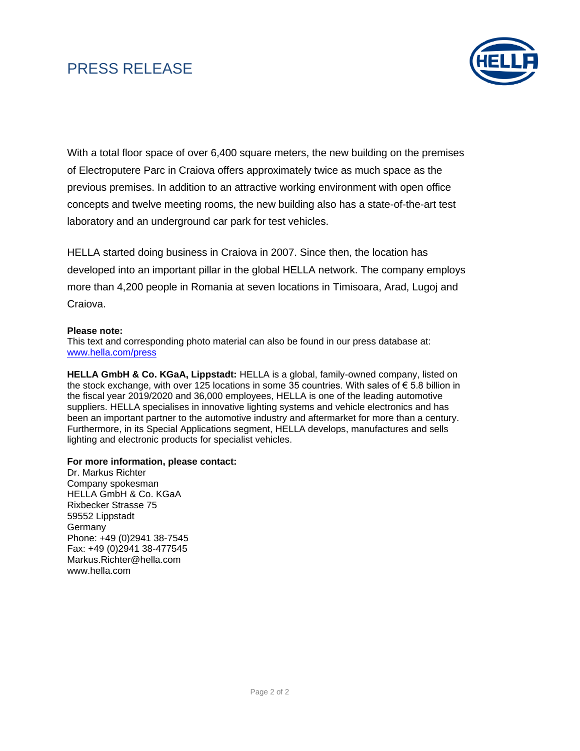With a total floor space of over 6,400 square meters, the new building on the premises of Electroputere Parc in Craiova offers approximately twice as much space as the previous premises. In addition to an attractive working environment with open office concepts and twelve meeting rooms, the new building also has a state-of-the-art test laboratory and an underground car park for test vehicles.

HELLA started doing business in Craiova in 2007. Since then, the location has developed into an important pillar in the global HELLA network. The company employs more than 4,200 people in Romania at seven locations in Timisoara, Arad, Lugoj and Craiova.

**Please note:**
This text and corresponding photo material can also be found in our press database at: [www.hella.com/press](www.hella.com/press)

**HELLA GmbH & Co. KGaA, Lippstadt:** HELLA is a global, family-owned company, listed on the stock exchange, with over 125 locations in some 35 countries. With sales of € 5.8 billion in the fiscal year 2019/2020 and 36,000 employees, HELLA is one of the leading automotive suppliers. HELLA specialises in innovative lighting systems and vehicle electronics and has been an important partner to the automotive industry and aftermarket for more than a century. Furthermore, in its Special Applications segment, HELLA develops, manufactures and sells lighting and electronic products for specialist vehicles.

**For more information, please contact:**
Dr. Markus Richter
Company spokesman
HELLA GmbH & Co. KGaA
Rixbecker Strasse 75
59552 Lippstadt
Germany
Phone: +49 (0)2941 38-7545
Fax: +49 (0)2941 38-477545
Markus.Richter@hella.com
www.hella.com